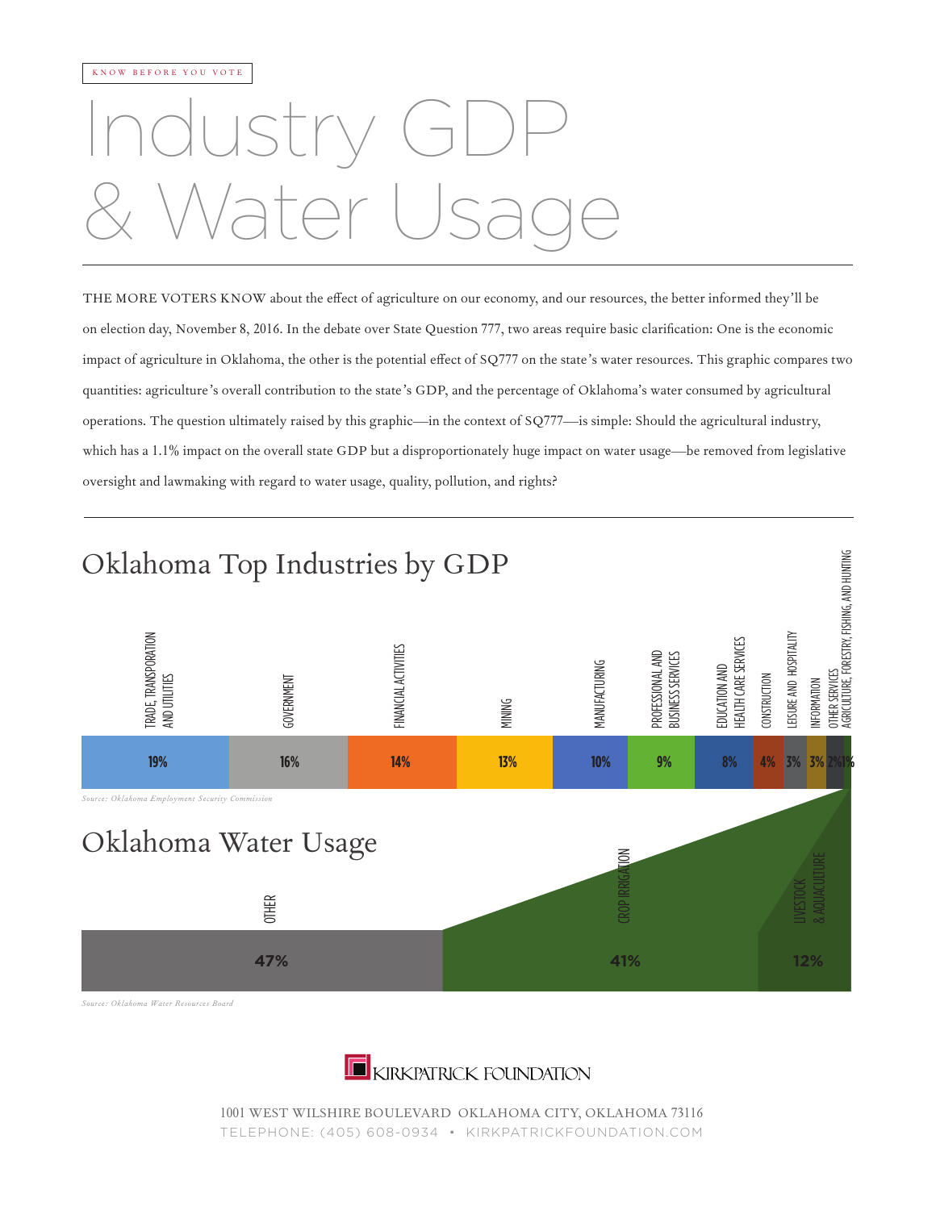KNOW BEFORE YOU VOTE

# Industry GDP & Water Usage

THE MORE VOTERS KNOW about the effect of agriculture on our economy, and our resources, the better informed they'll be on election day, November 8, 2016. In the debate over State Question 777, two areas require basic clarification: One is the economic impact of agriculture in Oklahoma, the other is the potential effect of SQ777 on the state's water resources. This graphic compares two quantities: agriculture's overall contribution to the state's GDP, and the percentage of Oklahoma's water consumed by agricultural operations. The question ultimately raised by this graphic—in the context of SQ777—is simple: Should the agricultural industry, which has a 1.1% impact on the overall state GDP but a disproportionately huge impact on water usage—be removed from legislative oversight and lawmaking with regard to water usage, quality, pollution, and rights?

## Oklahoma Top Industries by GDP

| Industry | Share |
| --- | --- |
| Trade, Transporation and Utilities | 19% |
| Government | 16% |
| Financial Activities | 14% |
| Mining | 13% |
| Manufacturing | 10% |
| Professional and Business Services | 9% |
| Education and Health Care Services | 8% |
| Construction | 4% |
| Leisure and Hospitality | 3% |
| Information | 3% |
| Other Services | 2% |
| Agriculture, Forestry, Fishing, and Hunting | 1% |

*Source: Oklahoma Employment Security Commission*

## Oklahoma Water Usage

| Use | Share |
| --- | --- |
| Other | 47% |
| Crop Irrigation | 41% |
| Livestock & Aquaculture | 12% |

*Source: Oklahoma Water Resources Board*

KIRKPATRICK FOUNDATION

1001 WEST WILSHIRE BOULEVARD OKLAHOMA CITY, OKLAHOMA 73116
TELEPHONE: (405) 608-0934 • KIRKPATRICKFOUNDATION.COM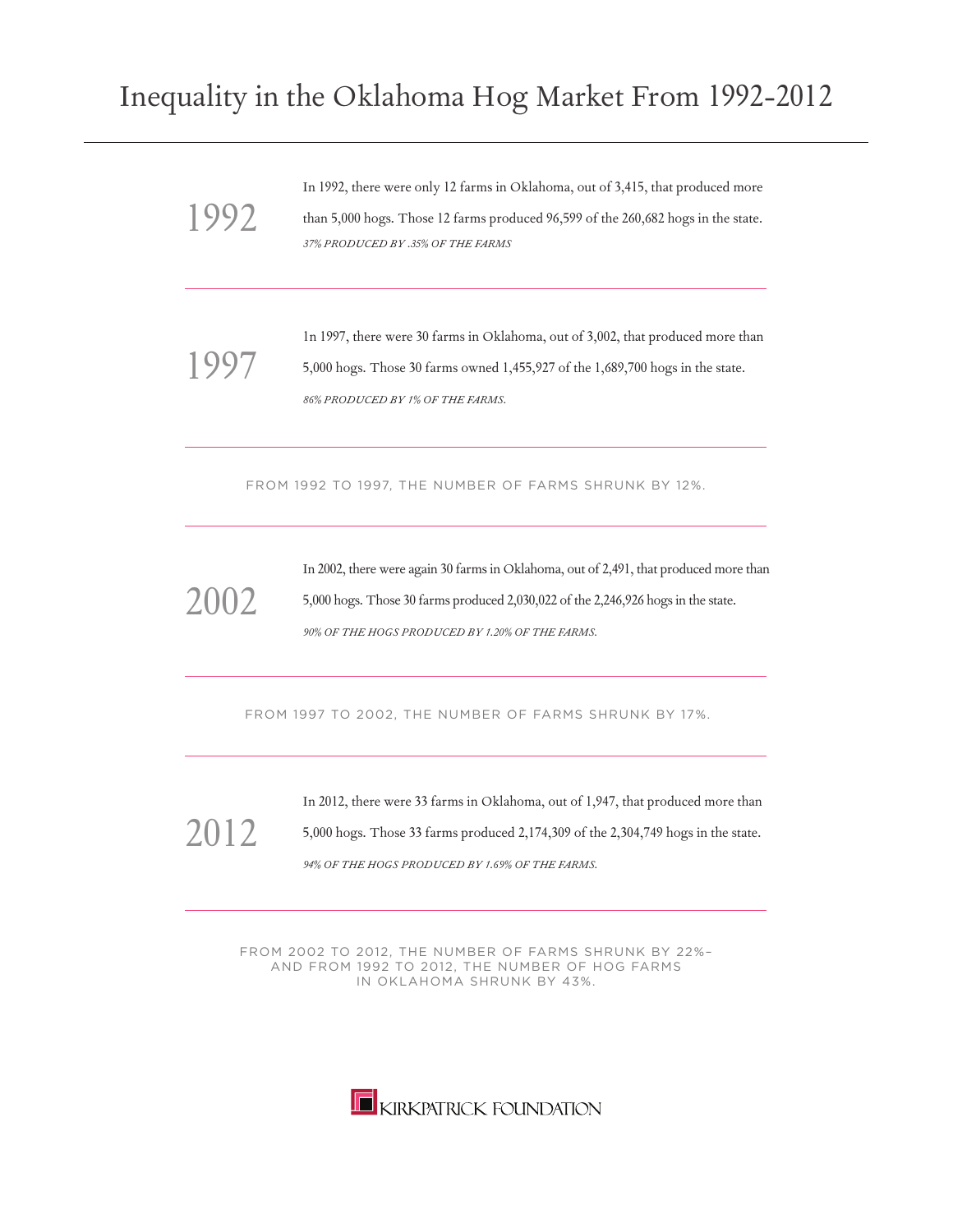# Inequality in the Oklahoma Hog Market From 1992-2012

## 1992

In 1992, there were only 12 farms in Oklahoma, out of 3,415, that produced more than 5,000 hogs. Those 12 farms produced 96,599 of the 260,682 hogs in the state.

*37% PRODUCED BY .35% OF THE FARMS*

## 1997

1n 1997, there were 30 farms in Oklahoma, out of 3,002, that produced more than 5,000 hogs. Those 30 farms owned 1,455,927 of the 1,689,700 hogs in the state.

*86% PRODUCED BY 1% OF THE FARMS.*

FROM 1992 TO 1997, THE NUMBER OF FARMS SHRUNK BY 12%.

## 2002

In 2002, there were again 30 farms in Oklahoma, out of 2,491, that produced more than 5,000 hogs. Those 30 farms produced 2,030,022 of the 2,246,926 hogs in the state.

*90% OF THE HOGS PRODUCED BY 1.20% OF THE FARMS.*

FROM 1997 TO 2002, THE NUMBER OF FARMS SHRUNK BY 17%.

## 2012

In 2012, there were 33 farms in Oklahoma, out of 1,947, that produced more than 5,000 hogs. Those 33 farms produced 2,174,309 of the 2,304,749 hogs in the state.

*94% OF THE HOGS PRODUCED BY 1.69% OF THE FARMS.*

FROM 2002 TO 2012, THE NUMBER OF FARMS SHRUNK BY 22%- AND FROM 1992 TO 2012, THE NUMBER OF HOG FARMS IN OKLAHOMA SHRUNK BY 43%.

KIRKPATRICK FOUNDATION